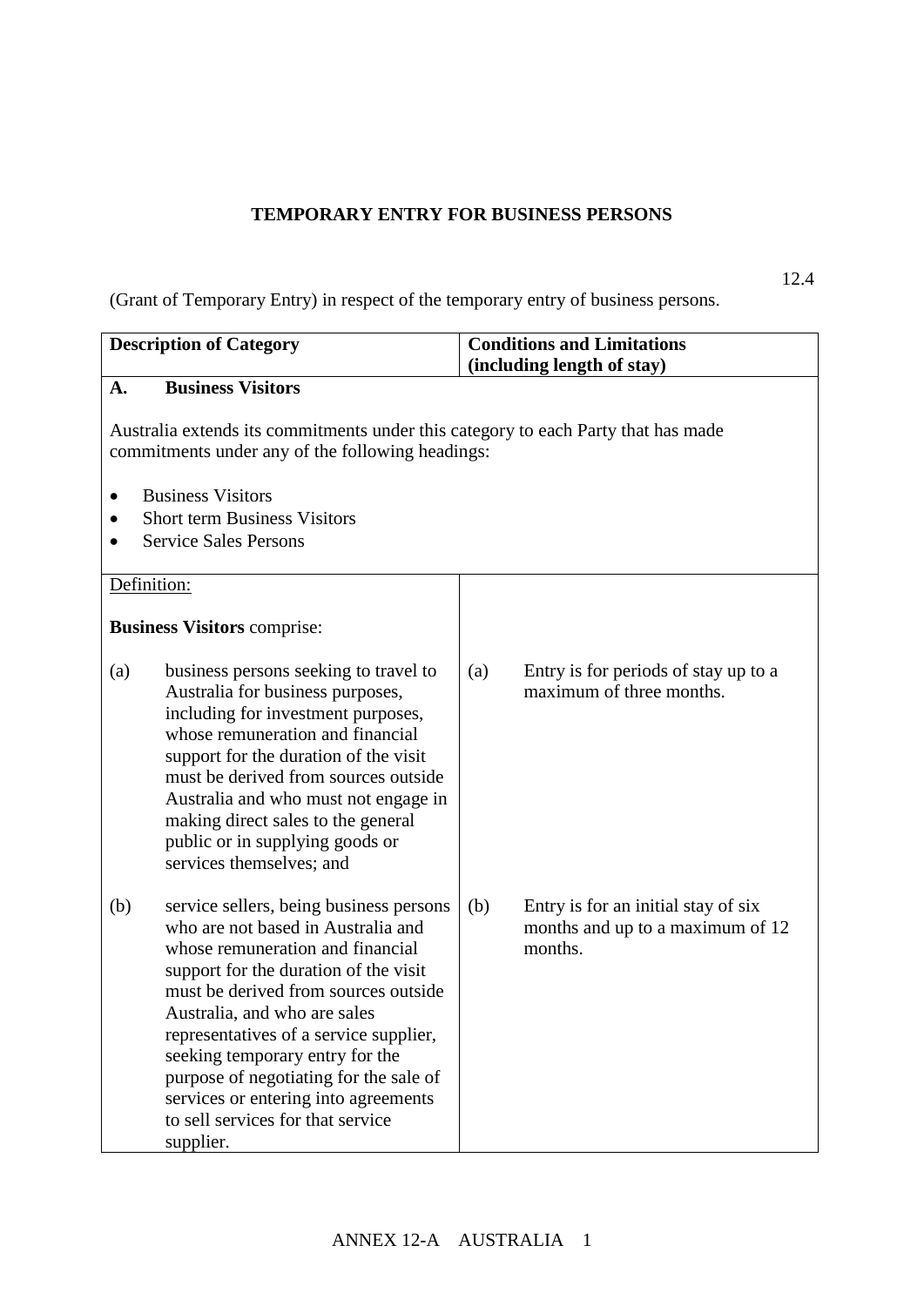# TEMPORARY ENTRY FOR BUSINESS PERSONS

12.4

(Grant of Temporary Entry) in respect of the temporary entry of business persons.

| Description of Category | Conditions and Limitations (including length of stay) |
| --- | --- |
| **A. Business Visitors**<br><br>Australia extends its commitments under this category to each Party that has made commitments under any of the following headings:<br><br>• Business Visitors<br>• Short term Business Visitors<br>• Service Sales Persons | |
| Definition:<br><br>**Business Visitors** comprise:<br><br>(a) business persons seeking to travel to Australia for business purposes, including for investment purposes, whose remuneration and financial support for the duration of the visit must be derived from sources outside Australia and who must not engage in making direct sales to the general public or in supplying goods or services themselves; and | (a) Entry is for periods of stay up to a maximum of three months. |
| (b) service sellers, being business persons who are not based in Australia and whose remuneration and financial support for the duration of the visit must be derived from sources outside Australia, and who are sales representatives of a service supplier, seeking temporary entry for the purpose of negotiating for the sale of services or entering into agreements to sell services for that service supplier. | (b) Entry is for an initial stay of six months and up to a maximum of 12 months. |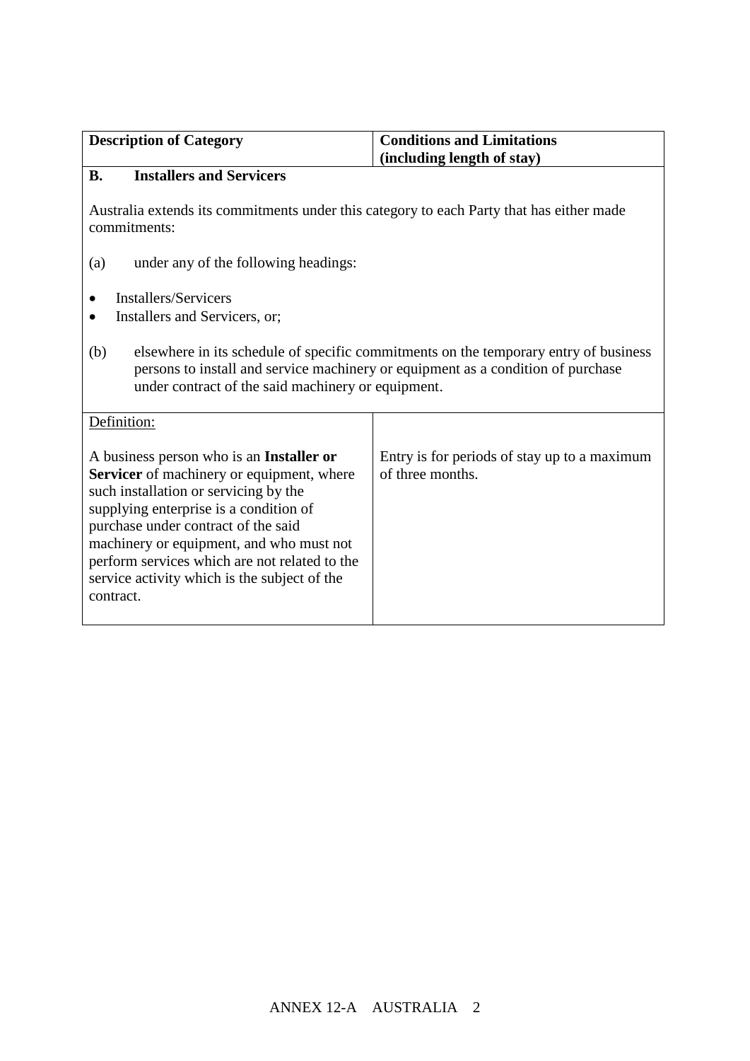| Description of Category | Conditions and Limitations (including length of stay) |
|---|---|
| **B. Installers and Servicers**<br><br>Australia extends its commitments under this category to each Party that has either made commitments:<br><br>(a) under any of the following headings:<br><br>• Installers/Servicers<br>• Installers and Servicers, or;<br><br>(b) elsewhere in its schedule of specific commitments on the temporary entry of business persons to install and service machinery or equipment as a condition of purchase under contract of the said machinery or equipment. | |
| Definition:<br><br>A business person who is an **Installer or Servicer** of machinery or equipment, where such installation or servicing by the supplying enterprise is a condition of purchase under contract of the said machinery or equipment, and who must not perform services which are not related to the service activity which is the subject of the contract. | Entry is for periods of stay up to a maximum of three months. |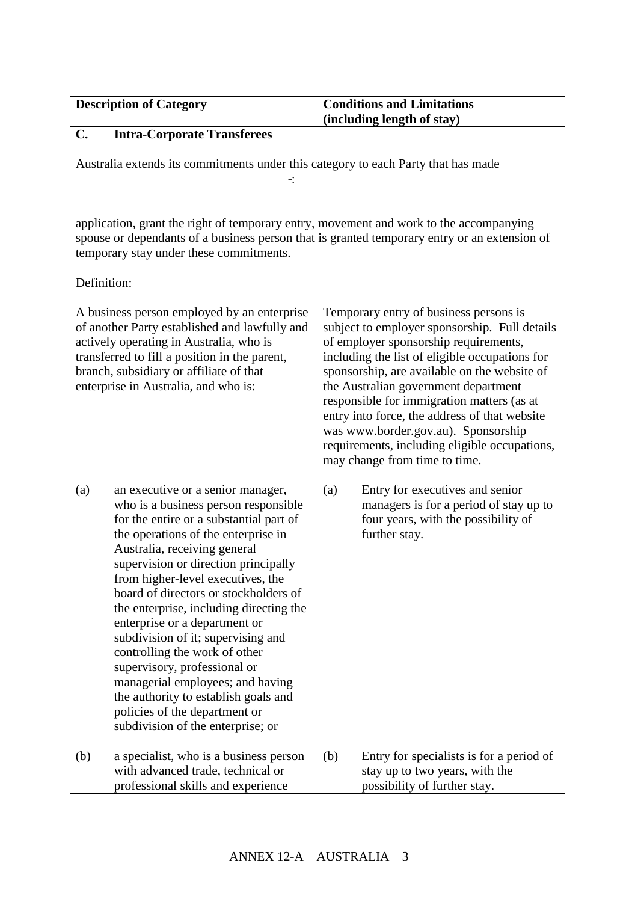| Description of Category | Conditions and Limitations (including length of stay) |
|---|---|
| **C. Intra-Corporate Transferees**<br><br>Australia extends its commitments under this category to each Party that has made<br>-:<br><br>application, grant the right of temporary entry, movement and work to the accompanying spouse or dependants of a business person that is granted temporary entry or an extension of temporary stay under these commitments. | |
| Definition:<br><br>A business person employed by an enterprise of another Party established and lawfully and actively operating in Australia, who is transferred to fill a position in the parent, branch, subsidiary or affiliate of that enterprise in Australia, and who is: | Temporary entry of business persons is subject to employer sponsorship. Full details of employer sponsorship requirements, including the list of eligible occupations for sponsorship, are available on the website of the Australian government department responsible for immigration matters (as at entry into force, the address of that website was www.border.gov.au). Sponsorship requirements, including eligible occupations, may change from time to time. |
| (a) an executive or a senior manager, who is a business person responsible for the entire or a substantial part of the operations of the enterprise in Australia, receiving general supervision or direction principally from higher-level executives, the board of directors or stockholders of the enterprise, including directing the enterprise or a department or subdivision of it; supervising and controlling the work of other supervisory, professional or managerial employees; and having the authority to establish goals and policies of the department or subdivision of the enterprise; or | (a) Entry for executives and senior managers is for a period of stay up to four years, with the possibility of further stay. |
| (b) a specialist, who is a business person with advanced trade, technical or professional skills and experience | (b) Entry for specialists is for a period of stay up to two years, with the possibility of further stay. |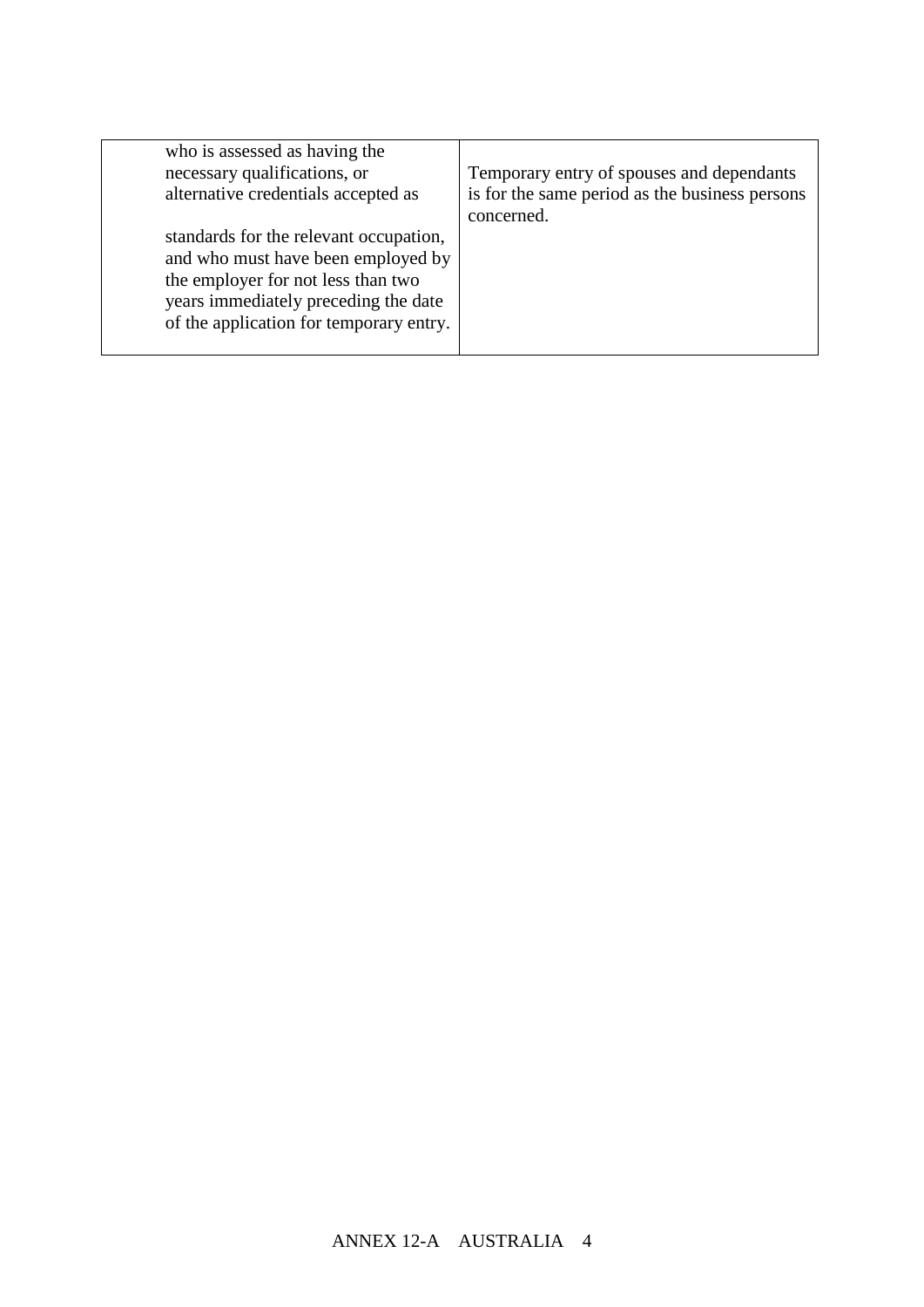| | |
|---|---|
| who is assessed as having the necessary qualifications, or alternative credentials accepted as standards for the relevant occupation, and who must have been employed by the employer for not less than two years immediately preceding the date of the application for temporary entry. | Temporary entry of spouses and dependants is for the same period as the business persons concerned. |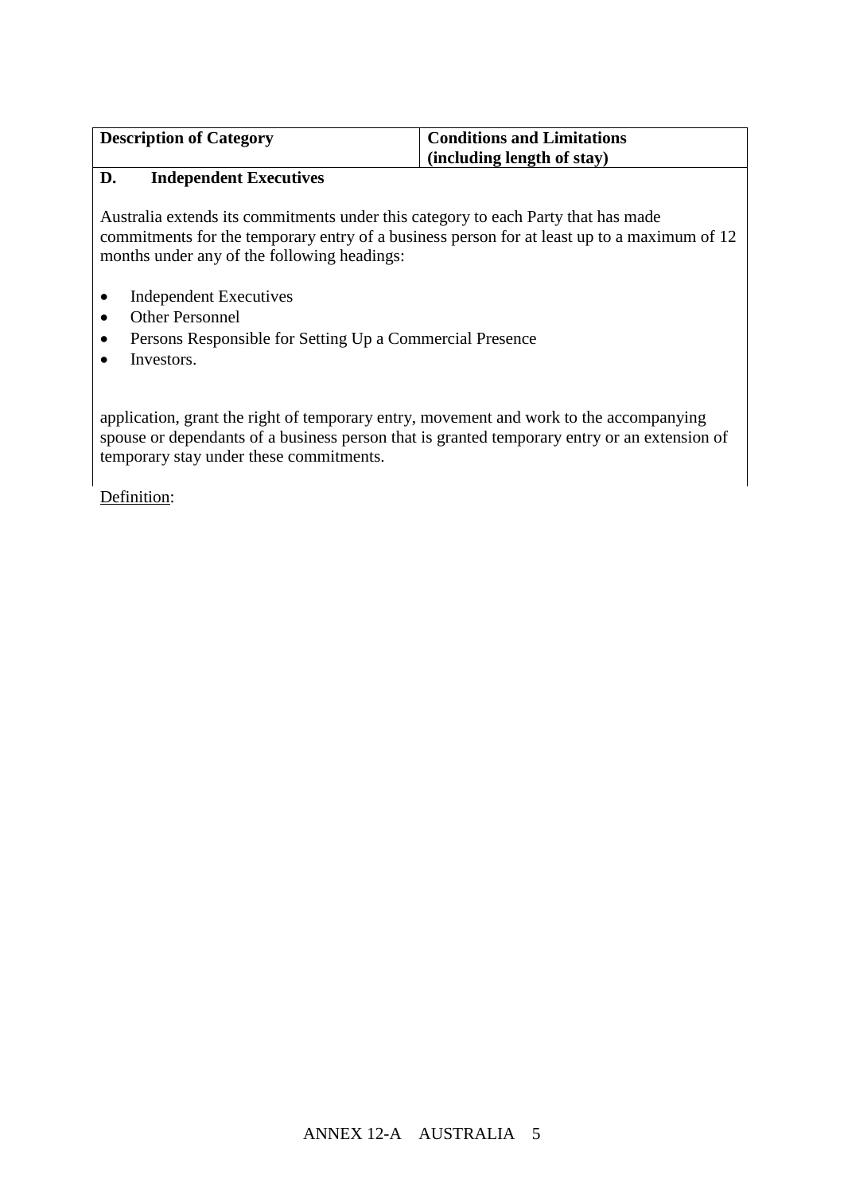| Description of Category | Conditions and Limitations (including length of stay) |
| --- | --- |

**D. Independent Executives**

Australia extends its commitments under this category to each Party that has made commitments for the temporary entry of a business person for at least up to a maximum of 12 months under any of the following headings:

- Independent Executives
- Other Personnel
- Persons Responsible for Setting Up a Commercial Presence
- Investors.

application, grant the right of temporary entry, movement and work to the accompanying spouse or dependants of a business person that is granted temporary entry or an extension of temporary stay under these commitments.

Definition: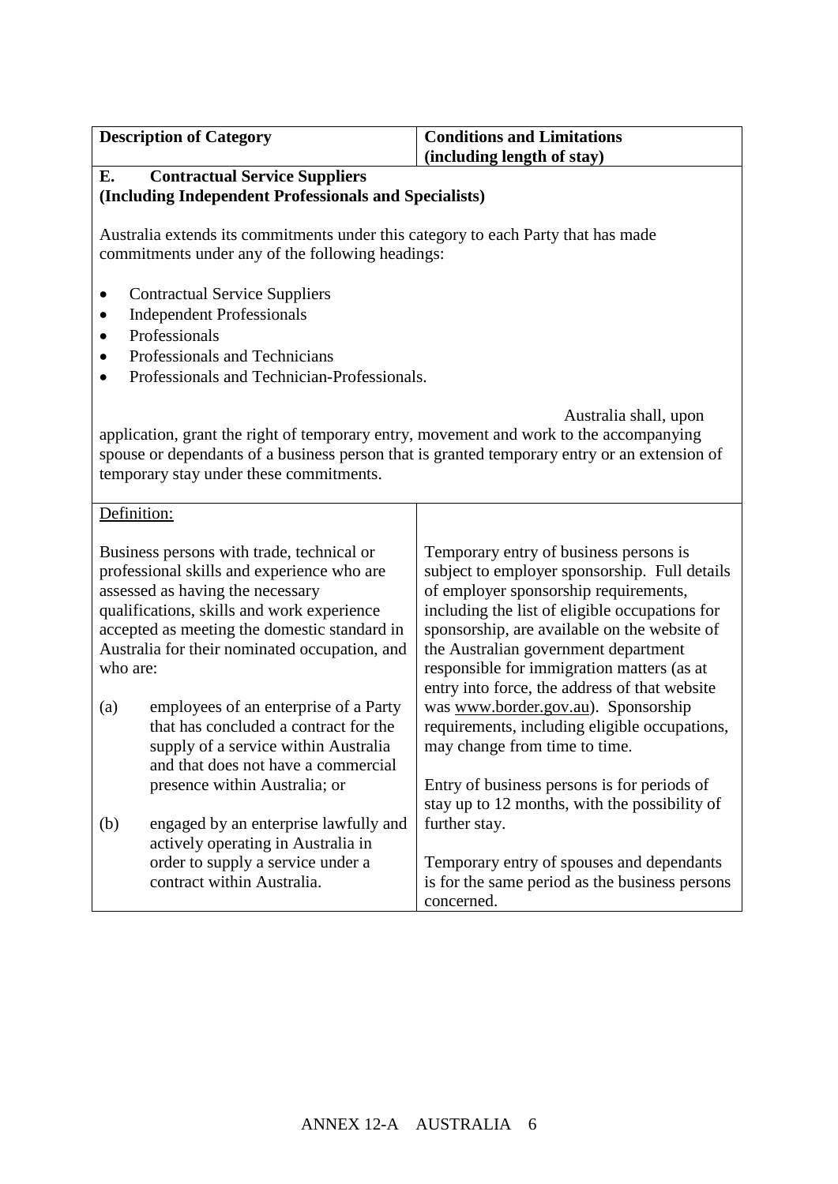| Description of Category | Conditions and Limitations (including length of stay) |
|---|---|
| **E. Contractual Service Suppliers (Including Independent Professionals and Specialists)**<br><br>Australia extends its commitments under this category to each Party that has made commitments under any of the following headings:<br><br>• Contractual Service Suppliers<br>• Independent Professionals<br>• Professionals<br>• Professionals and Technicians<br>• Professionals and Technician-Professionals.<br><br>Australia shall, upon application, grant the right of temporary entry, movement and work to the accompanying spouse or dependants of a business person that is granted temporary entry or an extension of temporary stay under these commitments. | |
| Definition:<br><br>Business persons with trade, technical or professional skills and experience who are assessed as having the necessary qualifications, skills and work experience accepted as meeting the domestic standard in Australia for their nominated occupation, and who are:<br><br>(a) employees of an enterprise of a Party that has concluded a contract for the supply of a service within Australia and that does not have a commercial presence within Australia; or<br><br>(b) engaged by an enterprise lawfully and actively operating in Australia in order to supply a service under a contract within Australia. | Temporary entry of business persons is subject to employer sponsorship. Full details of employer sponsorship requirements, including the list of eligible occupations for sponsorship, are available on the website of the Australian government department responsible for immigration matters (as at entry into force, the address of that website was www.border.gov.au). Sponsorship requirements, including eligible occupations, may change from time to time.<br><br>Entry of business persons is for periods of stay up to 12 months, with the possibility of further stay.<br><br>Temporary entry of spouses and dependants is for the same period as the business persons concerned. |